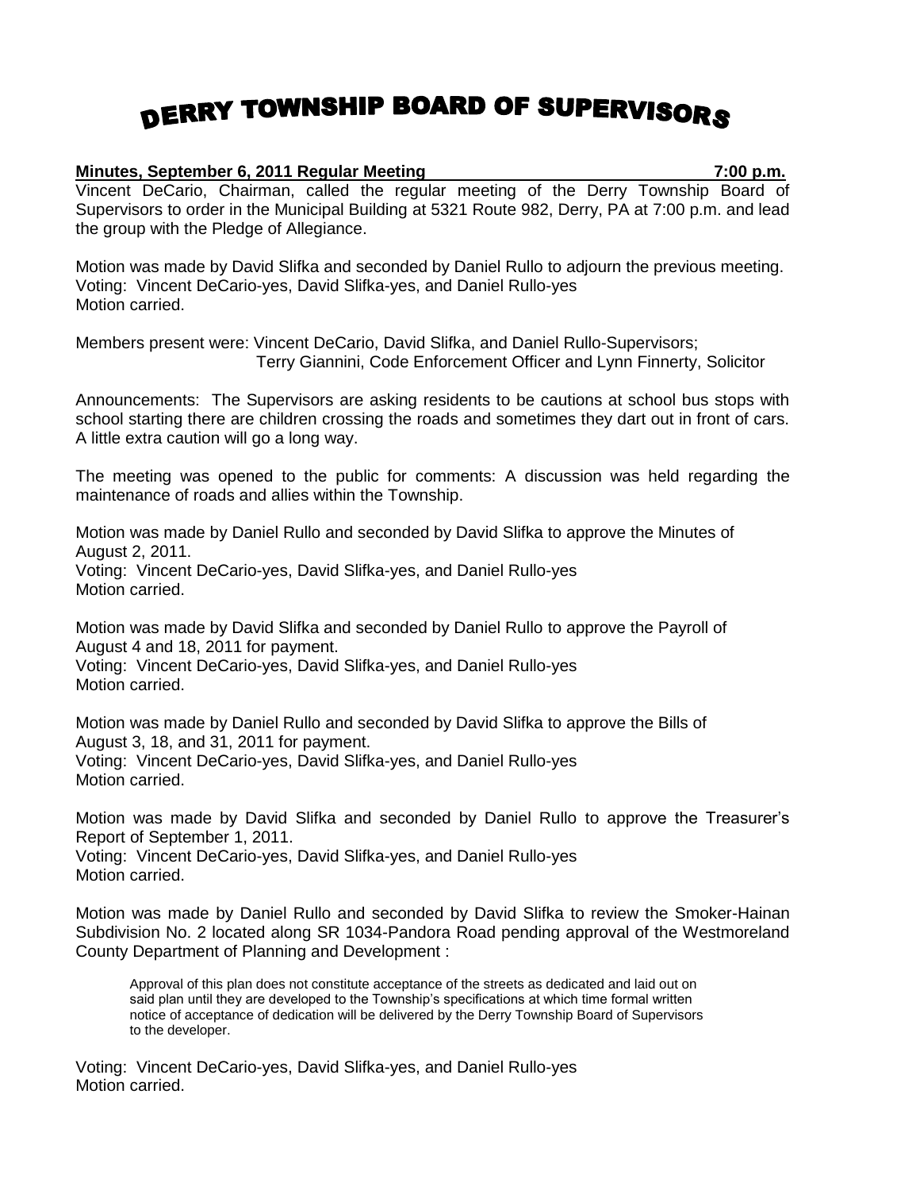# DERRY TOWNSHIP BOARD OF SUPERVISORS

**Minutes, September 6, 2011 Regular Meeting 7:00 p.m.**

Vincent DeCario, Chairman, called the regular meeting of the Derry Township Board of Supervisors to order in the Municipal Building at 5321 Route 982, Derry, PA at 7:00 p.m. and lead the group with the Pledge of Allegiance.

Motion was made by David Slifka and seconded by Daniel Rullo to adjourn the previous meeting.
Voting: Vincent DeCario-yes, David Slifka-yes, and Daniel Rullo-yes
Motion carried.

Members present were: Vincent DeCario, David Slifka, and Daniel Rullo-Supervisors;
Terry Giannini, Code Enforcement Officer and Lynn Finnerty, Solicitor

Announcements: The Supervisors are asking residents to be cautions at school bus stops with school starting there are children crossing the roads and sometimes they dart out in front of cars. A little extra caution will go a long way.

The meeting was opened to the public for comments: A discussion was held regarding the maintenance of roads and allies within the Township.

Motion was made by Daniel Rullo and seconded by David Slifka to approve the Minutes of August 2, 2011.
Voting: Vincent DeCario-yes, David Slifka-yes, and Daniel Rullo-yes
Motion carried.

Motion was made by David Slifka and seconded by Daniel Rullo to approve the Payroll of August 4 and 18, 2011 for payment.
Voting: Vincent DeCario-yes, David Slifka-yes, and Daniel Rullo-yes
Motion carried.

Motion was made by Daniel Rullo and seconded by David Slifka to approve the Bills of August 3, 18, and 31, 2011 for payment.
Voting: Vincent DeCario-yes, David Slifka-yes, and Daniel Rullo-yes
Motion carried.

Motion was made by David Slifka and seconded by Daniel Rullo to approve the Treasurer's Report of September 1, 2011.
Voting: Vincent DeCario-yes, David Slifka-yes, and Daniel Rullo-yes
Motion carried.

Motion was made by Daniel Rullo and seconded by David Slifka to review the Smoker-Hainan Subdivision No. 2 located along SR 1034-Pandora Road pending approval of the Westmoreland County Department of Planning and Development :

> Approval of this plan does not constitute acceptance of the streets as dedicated and laid out on said plan until they are developed to the Township's specifications at which time formal written notice of acceptance of dedication will be delivered by the Derry Township Board of Supervisors to the developer.

Voting: Vincent DeCario-yes, David Slifka-yes, and Daniel Rullo-yes
Motion carried.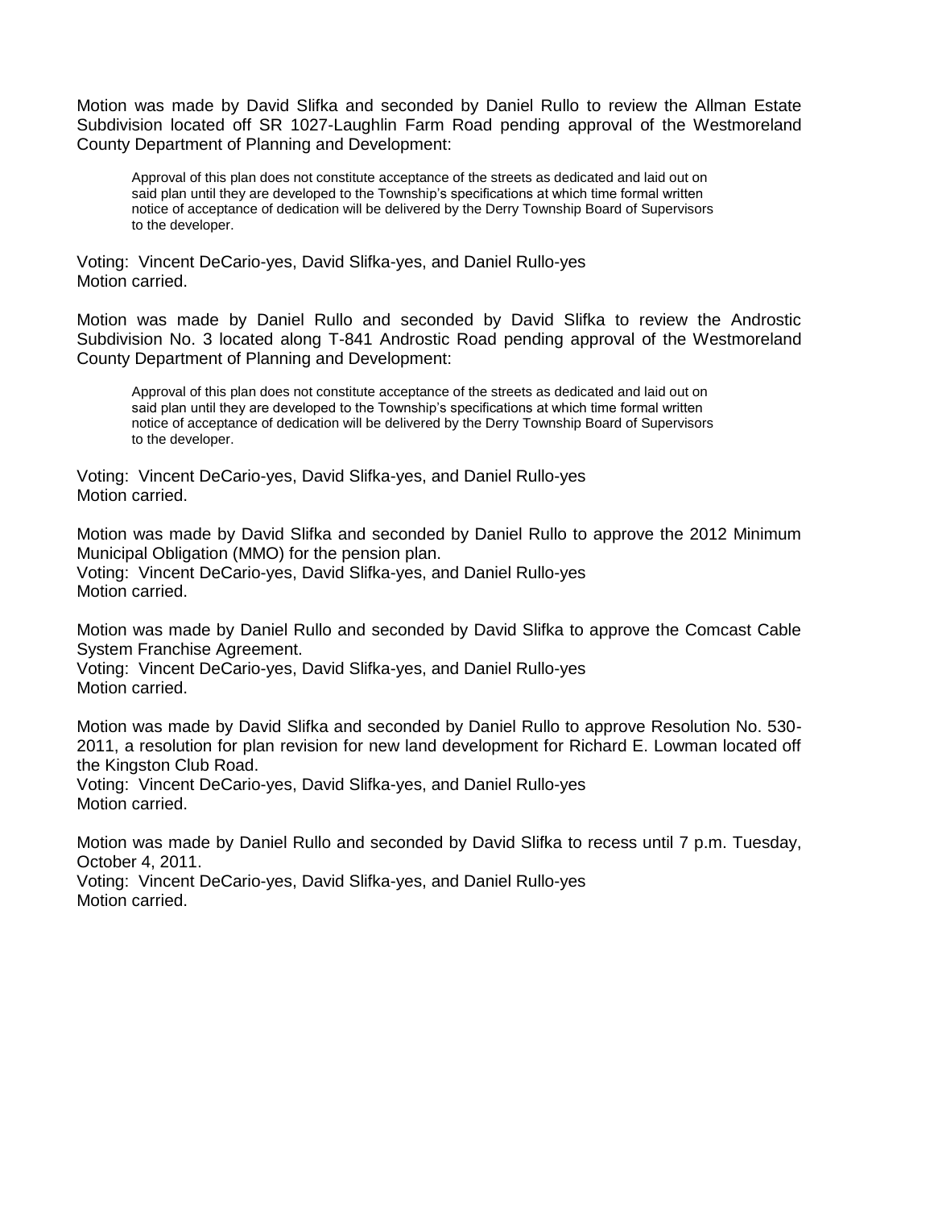Motion was made by David Slifka and seconded by Daniel Rullo to review the Allman Estate Subdivision located off SR 1027-Laughlin Farm Road pending approval of the Westmoreland County Department of Planning and Development:

> Approval of this plan does not constitute acceptance of the streets as dedicated and laid out on said plan until they are developed to the Township's specifications at which time formal written notice of acceptance of dedication will be delivered by the Derry Township Board of Supervisors to the developer.

Voting: Vincent DeCario-yes, David Slifka-yes, and Daniel Rullo-yes
Motion carried.

Motion was made by Daniel Rullo and seconded by David Slifka to review the Androstic Subdivision No. 3 located along T-841 Androstic Road pending approval of the Westmoreland County Department of Planning and Development:

> Approval of this plan does not constitute acceptance of the streets as dedicated and laid out on said plan until they are developed to the Township's specifications at which time formal written notice of acceptance of dedication will be delivered by the Derry Township Board of Supervisors to the developer.

Voting: Vincent DeCario-yes, David Slifka-yes, and Daniel Rullo-yes
Motion carried.

Motion was made by David Slifka and seconded by Daniel Rullo to approve the 2012 Minimum Municipal Obligation (MMO) for the pension plan.
Voting: Vincent DeCario-yes, David Slifka-yes, and Daniel Rullo-yes
Motion carried.

Motion was made by Daniel Rullo and seconded by David Slifka to approve the Comcast Cable System Franchise Agreement.
Voting: Vincent DeCario-yes, David Slifka-yes, and Daniel Rullo-yes
Motion carried.

Motion was made by David Slifka and seconded by Daniel Rullo to approve Resolution No. 530-2011, a resolution for plan revision for new land development for Richard E. Lowman located off the Kingston Club Road.
Voting: Vincent DeCario-yes, David Slifka-yes, and Daniel Rullo-yes
Motion carried.

Motion was made by Daniel Rullo and seconded by David Slifka to recess until 7 p.m. Tuesday, October 4, 2011.
Voting: Vincent DeCario-yes, David Slifka-yes, and Daniel Rullo-yes
Motion carried.